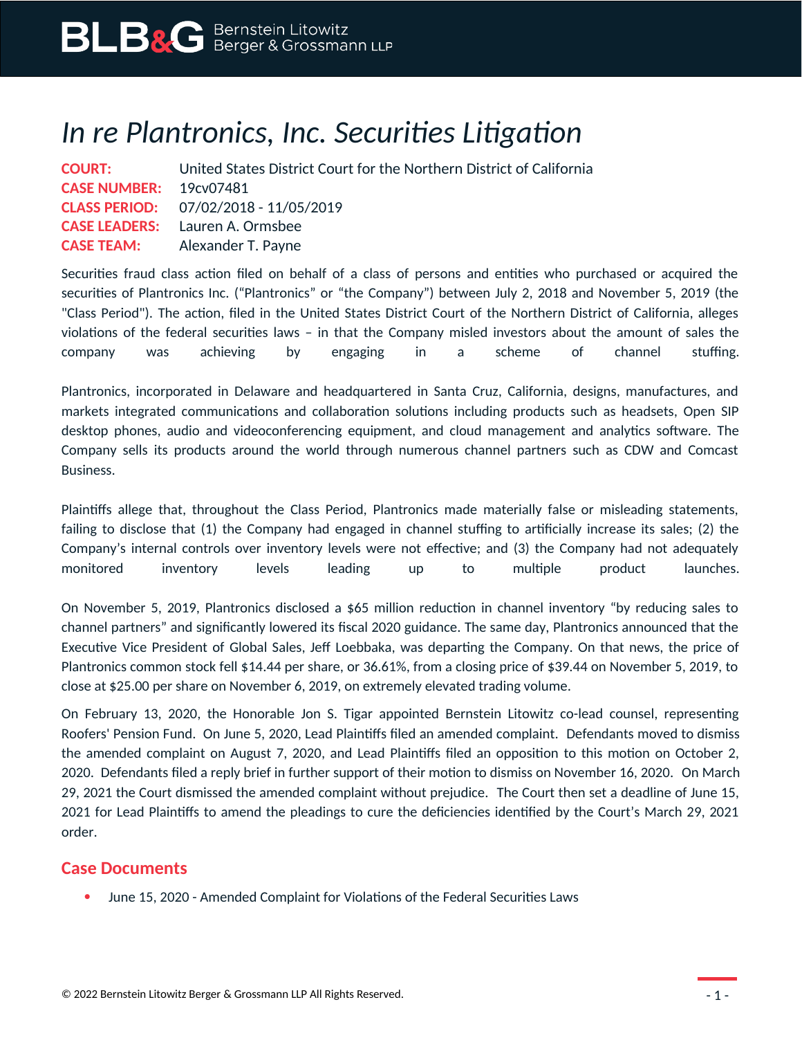# *In re Plantronics, Inc. Securities Litigation*

**COURT:** United States District Court for the Northern District of California
**CASE NUMBER:** 19cv07481
**CLASS PERIOD:** 07/02/2018 - 11/05/2019
**CASE LEADERS:** Lauren A. Ormsbee
**CASE TEAM:** Alexander T. Payne

Securities fraud class action filed on behalf of a class of persons and entities who purchased or acquired the securities of Plantronics Inc. ("Plantronics" or "the Company") between July 2, 2018 and November 5, 2019 (the "Class Period"). The action, filed in the United States District Court of the Northern District of California, alleges violations of the federal securities laws – in that the Company misled investors about the amount of sales the company was achieving by engaging in a scheme of channel stuffing.

Plantronics, incorporated in Delaware and headquartered in Santa Cruz, California, designs, manufactures, and markets integrated communications and collaboration solutions including products such as headsets, Open SIP desktop phones, audio and videoconferencing equipment, and cloud management and analytics software. The Company sells its products around the world through numerous channel partners such as CDW and Comcast Business.

Plaintiffs allege that, throughout the Class Period, Plantronics made materially false or misleading statements, failing to disclose that (1) the Company had engaged in channel stuffing to artificially increase its sales; (2) the Company's internal controls over inventory levels were not effective; and (3) the Company had not adequately monitored inventory levels leading up to multiple product launches.

On November 5, 2019, Plantronics disclosed a $65 million reduction in channel inventory "by reducing sales to channel partners" and significantly lowered its fiscal 2020 guidance. The same day, Plantronics announced that the Executive Vice President of Global Sales, Jeff Loebbaka, was departing the Company. On that news, the price of Plantronics common stock fell $14.44 per share, or 36.61%, from a closing price of $39.44 on November 5, 2019, to close at $25.00 per share on November 6, 2019, on extremely elevated trading volume.

On February 13, 2020, the Honorable Jon S. Tigar appointed Bernstein Litowitz co-lead counsel, representing Roofers' Pension Fund. On June 5, 2020, Lead Plaintiffs filed an amended complaint. Defendants moved to dismiss the amended complaint on August 7, 2020, and Lead Plaintiffs filed an opposition to this motion on October 2, 2020. Defendants filed a reply brief in further support of their motion to dismiss on November 16, 2020. On March 29, 2021 the Court dismissed the amended complaint without prejudice. The Court then set a deadline of June 15, 2021 for Lead Plaintiffs to amend the pleadings to cure the deficiencies identified by the Court's March 29, 2021 order.

## Case Documents

- June 15, 2020 - Amended Complaint for Violations of the Federal Securities Laws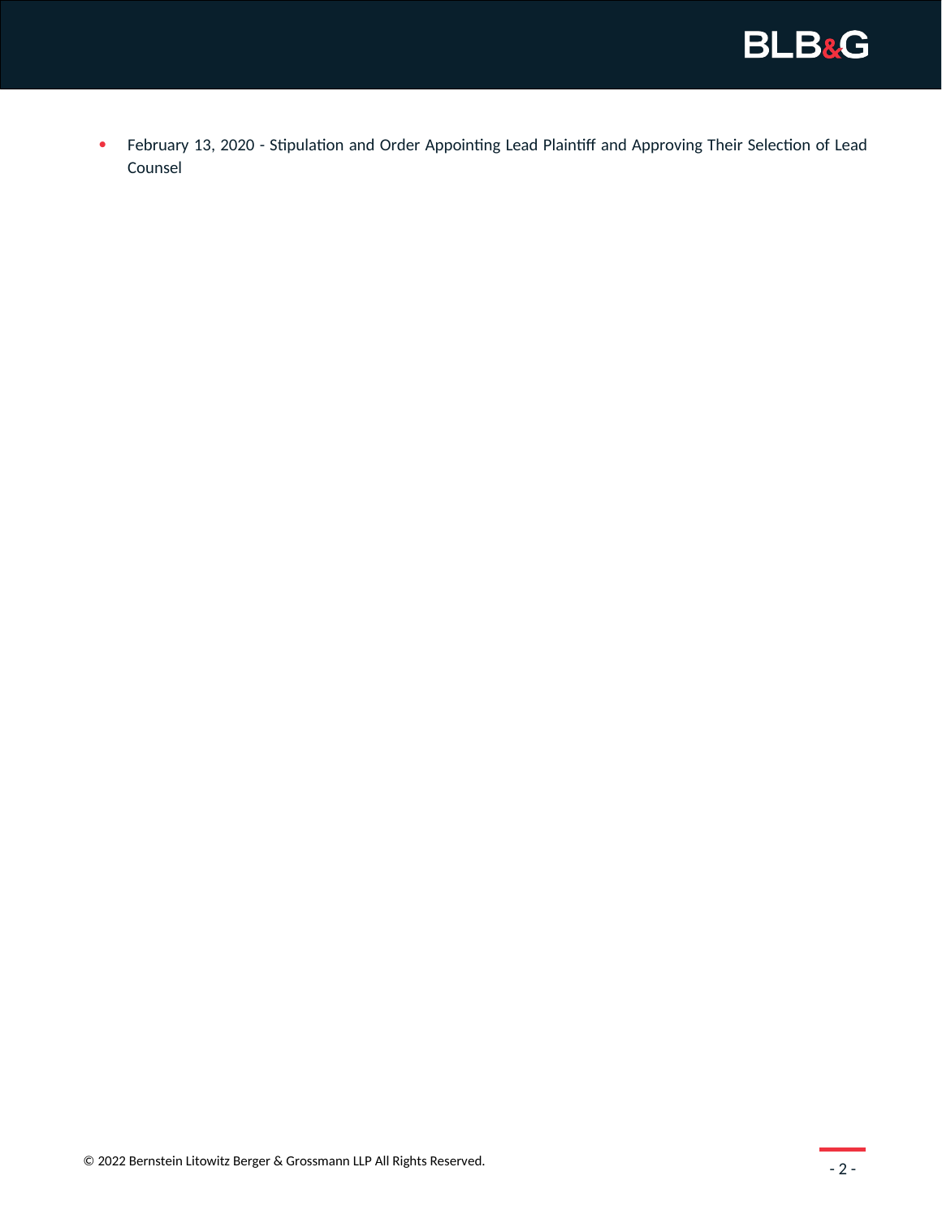- February 13, 2020 - Stipulation and Order Appointing Lead Plaintiff and Approving Their Selection of Lead Counsel